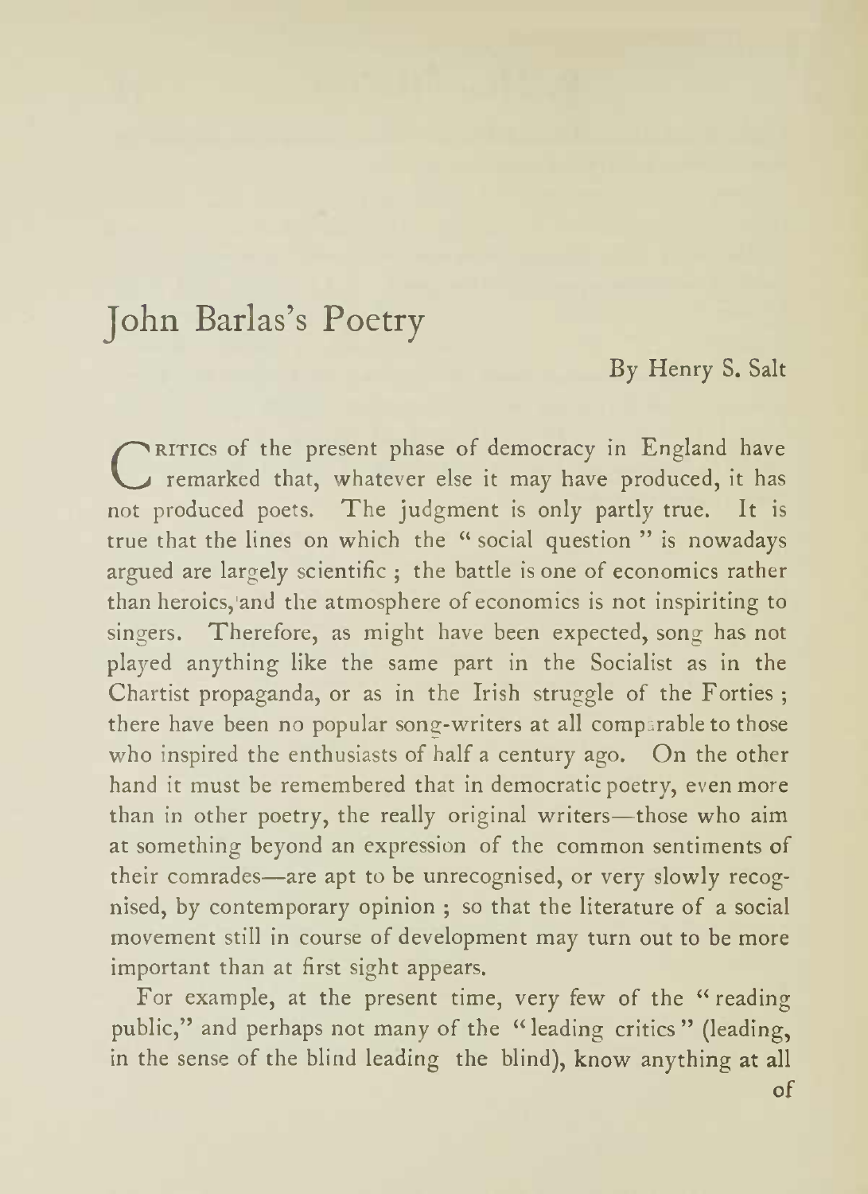# John Barlas's Poetry

By Henry S. Salt

CRITICS of the present phase of democracy in England have remarked that, whatever else it may have produced, it has not produced poets. The judgment is only partly true. It is true that the lines on which the "social question" is nowadays argued are largely scientific; the battle is one of economics rather than heroics, and the atmosphere of economics is not inspiriting to singers. Therefore, as might have been expected, song has not played anything like the same part in the Socialist as in the Chartist propaganda, or as in the Irish struggle of the Forties; there have been no popular song-writers at all comparable to those who inspired the enthusiasts of half a century ago. On the other hand it must be remembered that in democratic poetry, even more than in other poetry, the really original writers—those who aim at something beyond an expression of the common sentiments of their comrades—are apt to be unrecognised, or very slowly recognised, by contemporary opinion; so that the literature of a social movement still in course of development may turn out to be more important than at first sight appears.

For example, at the present time, very few of the "reading public," and perhaps not many of the "leading critics" (leading, in the sense of the blind leading the blind), know anything at all of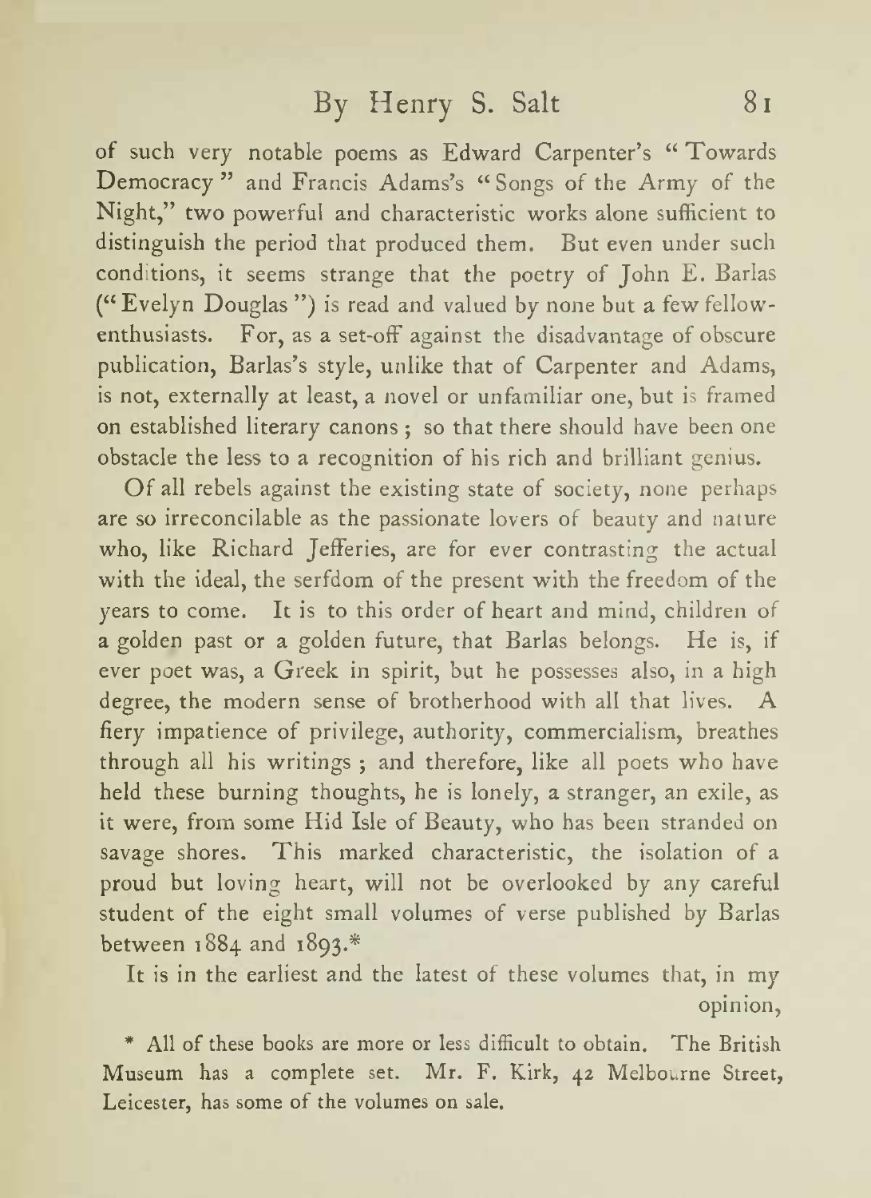of such very notable poems as Edward Carpenter's "Towards Democracy" and Francis Adams's "Songs of the Army of the Night," two powerful and characteristic works alone sufficient to distinguish the period that produced them. But even under such conditions, it seems strange that the poetry of John E. Barlas ("Evelyn Douglas") is read and valued by none but a few fellow-enthusiasts. For, as a set-off against the disadvantage of obscure publication, Barlas's style, unlike that of Carpenter and Adams, is not, externally at least, a novel or unfamiliar one, but is framed on established literary canons; so that there should have been one obstacle the less to a recognition of his rich and brilliant genius.

Of all rebels against the existing state of society, none perhaps are so irreconcilable as the passionate lovers of beauty and nature who, like Richard Jefferies, are for ever contrasting the actual with the ideal, the serfdom of the present with the freedom of the years to come. It is to this order of heart and mind, children of a golden past or a golden future, that Barlas belongs. He is, if ever poet was, a Greek in spirit, but he possesses also, in a high degree, the modern sense of brotherhood with all that lives. A fiery impatience of privilege, authority, commercialism, breathes through all his writings; and therefore, like all poets who have held these burning thoughts, he is lonely, a stranger, an exile, as it were, from some Hid Isle of Beauty, who has been stranded on savage shores. This marked characteristic, the isolation of a proud but loving heart, will not be overlooked by any careful student of the eight small volumes of verse published by Barlas between 1884 and 1893.*

It is in the earliest and the latest of these volumes that, in my opinion,

\* All of these books are more or less difficult to obtain. The British Museum has a complete set. Mr. F. Kirk, 42 Melbourne Street, Leicester, has some of the volumes on sale.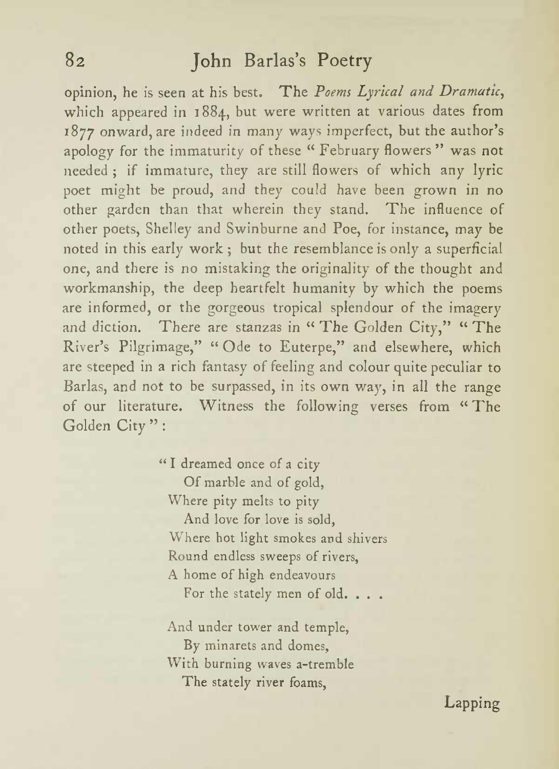opinion, he is seen at his best. The *Poems Lyrical and Dramatic*, which appeared in 1884, but were written at various dates from 1877 onward, are indeed in many ways imperfect, but the author's apology for the immaturity of these "February flowers" was not needed; if immature, they are still flowers of which any lyric poet might be proud, and they could have been grown in no other garden than that wherein they stand. The influence of other poets, Shelley and Swinburne and Poe, for instance, may be noted in this early work; but the resemblance is only a superficial one, and there is no mistaking the originality of the thought and workmanship, the deep heartfelt humanity by which the poems are informed, or the gorgeous tropical splendour of the imagery and diction. There are stanzas in "The Golden City," "The River's Pilgrimage," "Ode to Euterpe," and elsewhere, which are steeped in a rich fantasy of feeling and colour quite peculiar to Barlas, and not to be surpassed, in its own way, in all the range of our literature. Witness the following verses from "The Golden City":

> "I dreamed once of a city
> Of marble and of gold,
> Where pity melts to pity
> And love for love is sold,
> Where hot light smokes and shivers
> Round endless sweeps of rivers,
> A home of high endeavours
> For the stately men of old. . . .
>
> And under tower and temple,
> By minarets and domes,
> With burning waves a-tremble
> The stately river foams,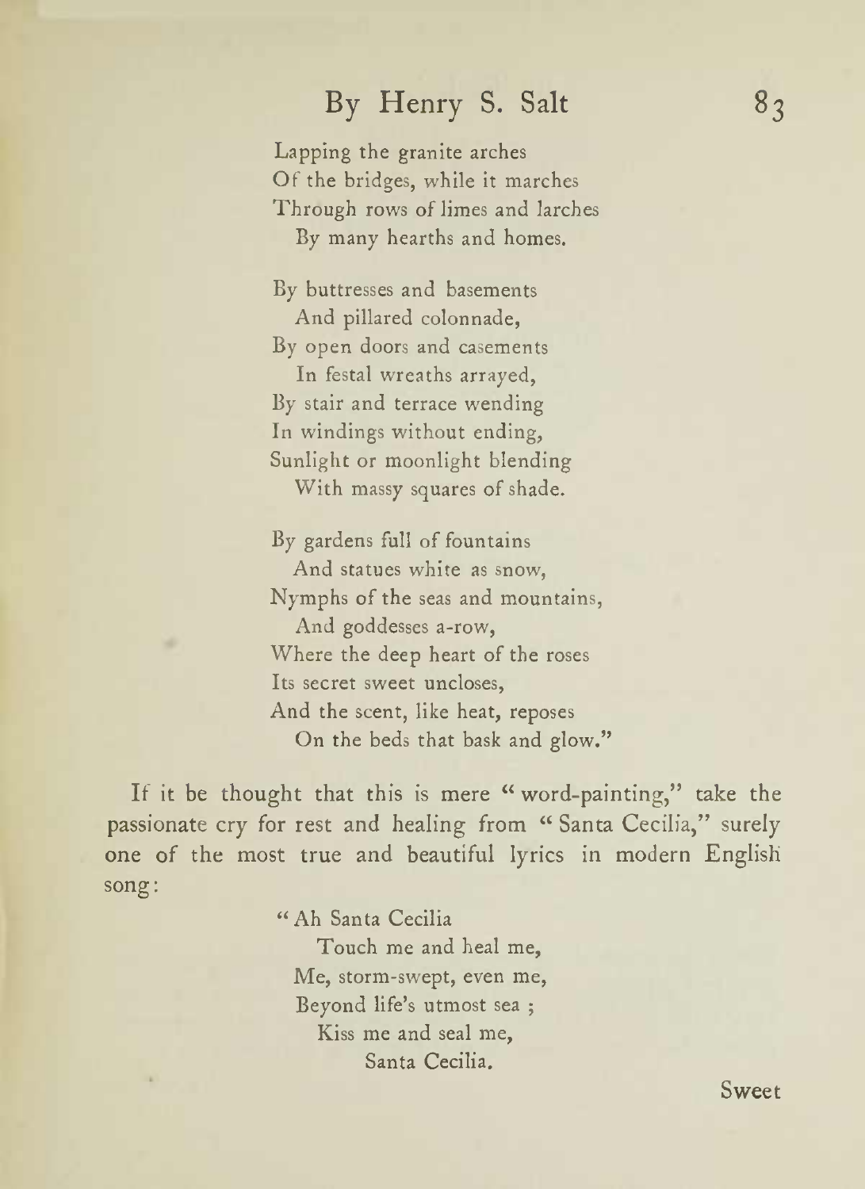Lapping the granite arches  
Of the bridges, while it marches  
Through rows of limes and larches  
  By many hearths and homes.

By buttresses and basements  
  And pillared colonnade,  
By open doors and casements  
  In festal wreaths arrayed,  
By stair and terrace wending  
In windings without ending,  
Sunlight or moonlight blending  
  With massy squares of shade.

By gardens full of fountains  
  And statues white as snow,  
Nymphs of the seas and mountains,  
  And goddesses a-row,  
Where the deep heart of the roses  
Its secret sweet uncloses,  
And the scent, like heat, reposes  
  On the beds that bask and glow."

If it be thought that this is mere "word-painting," take the passionate cry for rest and healing from "Santa Cecilia," surely one of the most true and beautiful lyrics in modern English song:

"Ah Santa Cecilia  
  Touch me and heal me,  
Me, storm-swept, even me,  
Beyond life's utmost sea ;  
  Kiss me and seal me,  
    Santa Cecilia.

Sweet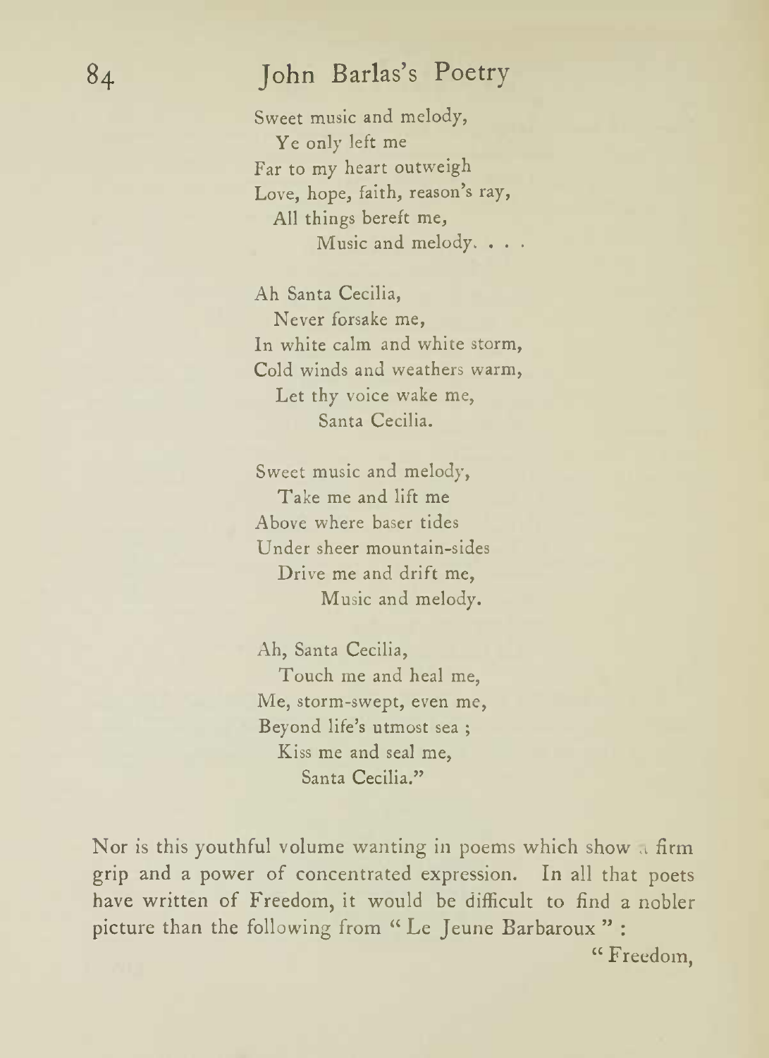Sweet music and melody,
  Ye only left me
Far to my heart outweigh
Love, hope, faith, reason's ray,
  All things bereft me,
    Music and melody. . . .

Ah Santa Cecilia,
  Never forsake me,
In white calm and white storm,
Cold winds and weathers warm,
  Let thy voice wake me,
    Santa Cecilia.

Sweet music and melody,
  Take me and lift me
Above where baser tides
Under sheer mountain-sides
  Drive me and drift me,
    Music and melody.

Ah, Santa Cecilia,
  Touch me and heal me,
Me, storm-swept, even me,
Beyond life's utmost sea ;
  Kiss me and seal me,
    Santa Cecilia."

Nor is this youthful volume wanting in poems which show a firm grip and a power of concentrated expression. In all that poets have written of Freedom, it would be difficult to find a nobler picture than the following from "Le Jeune Barbaroux" :

"Freedom,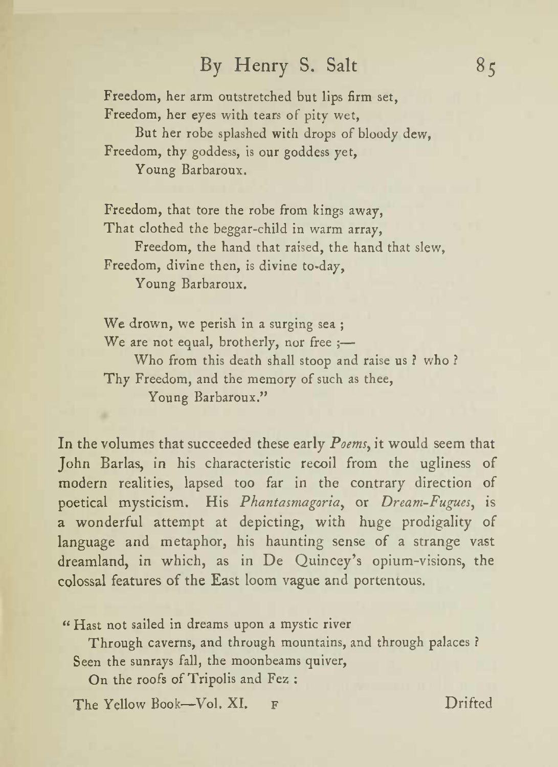Freedom, her arm outstretched but lips firm set,  
Freedom, her eyes with tears of pity wet,  
    But her robe splashed with drops of bloody dew,  
Freedom, thy goddess, is our goddess yet,  
    Young Barbaroux.

Freedom, that tore the robe from kings away,  
That clothed the beggar-child in warm array,  
    Freedom, the hand that raised, the hand that slew,  
Freedom, divine then, is divine to-day,  
    Young Barbaroux.

We drown, we perish in a surging sea ;  
We are not equal, brotherly, nor free ;—  
    Who from this death shall stoop and raise us ? who ?  
Thy Freedom, and the memory of such as thee,  
    Young Barbaroux."

In the volumes that succeeded these early *Poems*, it would seem that John Barlas, in his characteristic recoil from the ugliness of modern realities, lapsed too far in the contrary direction of poetical mysticism. His *Phantasmagoria*, or *Dream-Fugues*, is a wonderful attempt at depicting, with huge prodigality of language and metaphor, his haunting sense of a strange vast dreamland, in which, as in De Quincey's opium-visions, the colossal features of the East loom vague and portentous.

"Hast not sailed in dreams upon a mystic river  
    Through caverns, and through mountains, and through palaces ?  
Seen the sunrays fall, the moonbeams quiver,  
    On the roofs of Tripolis and Fez :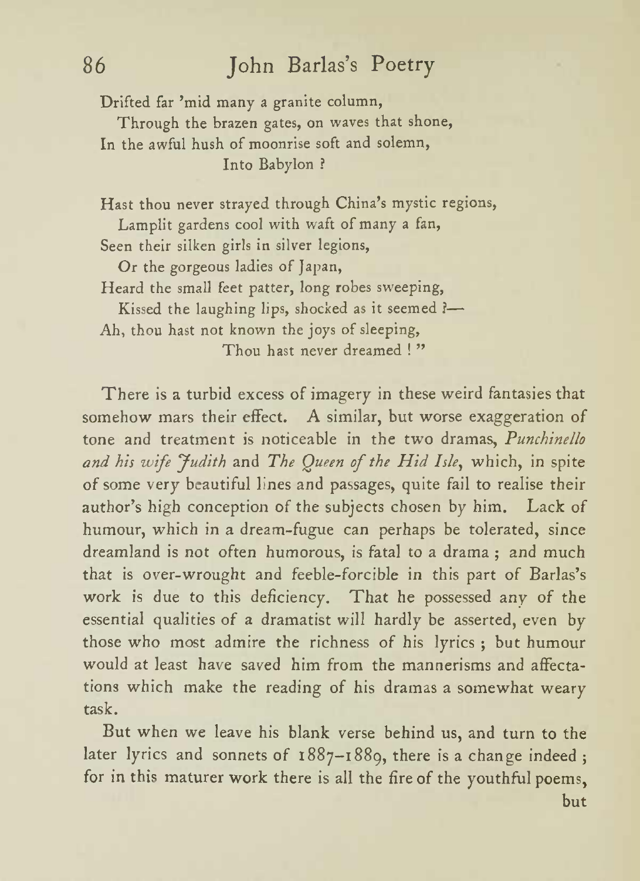Drifted far 'mid many a granite column,
  Through the brazen gates, on waves that shone,
In the awful hush of moonrise soft and solemn,
          Into Babylon ?

Hast thou never strayed through China's mystic regions,
  Lamplit gardens cool with waft of many a fan,
Seen their silken girls in silver legions,
  Or the gorgeous ladies of Japan,
Heard the small feet patter, long robes sweeping,
  Kissed the laughing lips, shocked as it seemed ?—
Ah, thou hast not known the joys of sleeping,
          Thou hast never dreamed ! "

There is a turbid excess of imagery in these weird fantasies that somehow mars their effect. A similar, but worse exaggeration of tone and treatment is noticeable in the two dramas, *Punchinello and his wife Judith* and *The Queen of the Hid Isle*, which, in spite of some very beautiful lines and passages, quite fail to realise their author's high conception of the subjects chosen by him. Lack of humour, which in a dream-fugue can perhaps be tolerated, since dreamland is not often humorous, is fatal to a drama ; and much that is over-wrought and feeble-forcible in this part of Barlas's work is due to this deficiency. That he possessed any of the essential qualities of a dramatist will hardly be asserted, even by those who most admire the richness of his lyrics ; but humour would at least have saved him from the mannerisms and affectations which make the reading of his dramas a somewhat weary task.

But when we leave his blank verse behind us, and turn to the later lyrics and sonnets of 1887–1889, there is a change indeed ; for in this maturer work there is all the fire of the youthful poems, but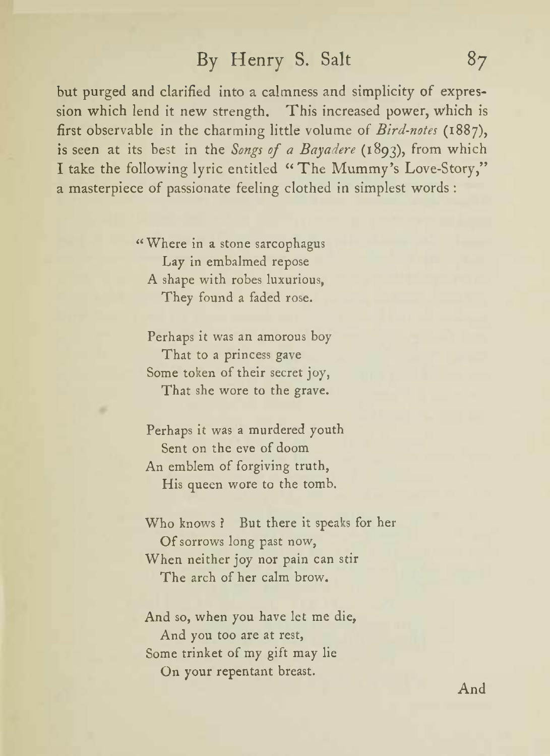but purged and clarified into a calmness and simplicity of expression which lend it new strength. This increased power, which is first observable in the charming little volume of *Bird-notes* (1887), is seen at its best in the *Songs of a Bayadere* (1893), from which I take the following lyric entitled "The Mummy's Love-Story," a masterpiece of passionate feeling clothed in simplest words :

> "Where in a stone sarcophagus  
> Lay in embalmed repose  
> A shape with robes luxurious,  
> They found a faded rose.
>
> Perhaps it was an amorous boy  
> That to a princess gave  
> Some token of their secret joy,  
> That she wore to the grave.
>
> Perhaps it was a murdered youth  
> Sent on the eve of doom  
> An emblem of forgiving truth,  
> His queen wore to the tomb.
>
> Who knows ? But there it speaks for her  
> Of sorrows long past now,  
> When neither joy nor pain can stir  
> The arch of her calm brow.
>
> And so, when you have let me die,  
> And you too are at rest,  
> Some trinket of my gift may lie  
> On your repentant breast.

And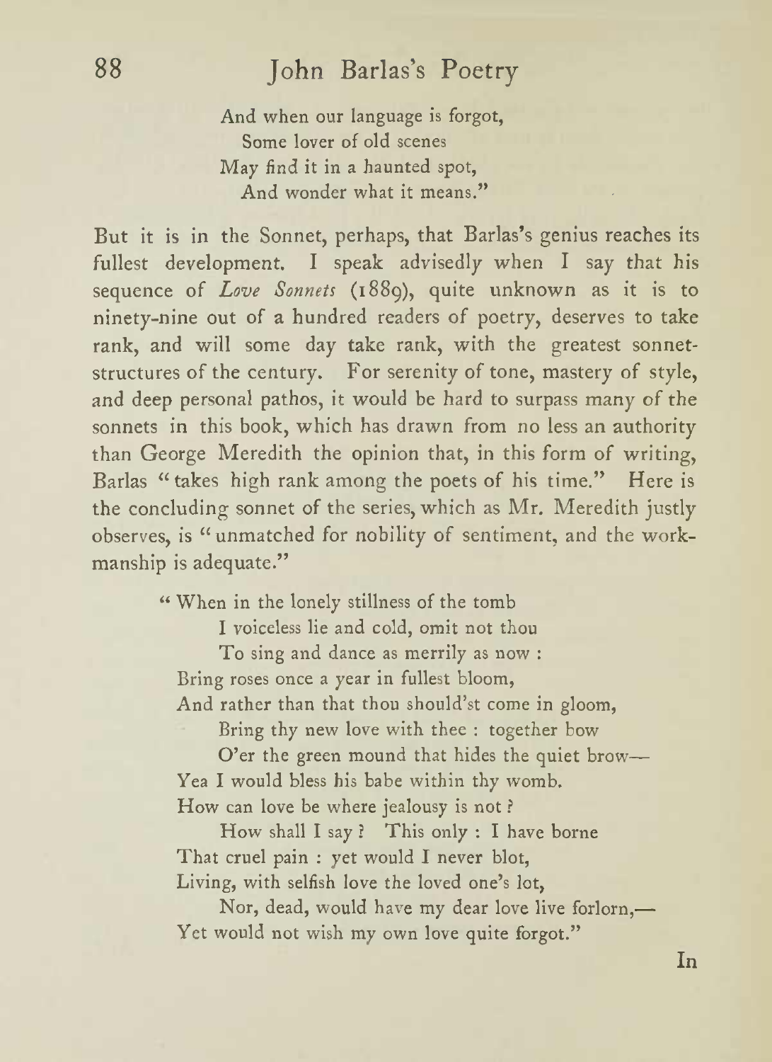> And when our language is forgot,
> Some lover of old scenes
> May find it in a haunted spot,
> And wonder what it means."

But it is in the Sonnet, perhaps, that Barlas's genius reaches its fullest development. I speak advisedly when I say that his sequence of *Love Sonnets* (1889), quite unknown as it is to ninety-nine out of a hundred readers of poetry, deserves to take rank, and will some day take rank, with the greatest sonnet-structures of the century. For serenity of tone, mastery of style, and deep personal pathos, it would be hard to surpass many of the sonnets in this book, which has drawn from no less an authority than George Meredith the opinion that, in this form of writing, Barlas "takes high rank among the poets of his time." Here is the concluding sonnet of the series, which as Mr. Meredith justly observes, is "unmatched for nobility of sentiment, and the workmanship is adequate."

> "When in the lonely stillness of the tomb
> I voiceless lie and cold, omit not thou
> To sing and dance as merrily as now:
> Bring roses once a year in fullest bloom,
> And rather than that thou should'st come in gloom,
> Bring thy new love with thee: together bow
> O'er the green mound that hides the quiet brow—
> Yea I would bless his babe within thy womb.
> How can love be where jealousy is not?
> How shall I say? This only: I have borne
> That cruel pain: yet would I never blot,
> Living, with selfish love the loved one's lot,
> Nor, dead, would have my dear love live forlorn,—
> Yet would not wish my own love quite forgot."

In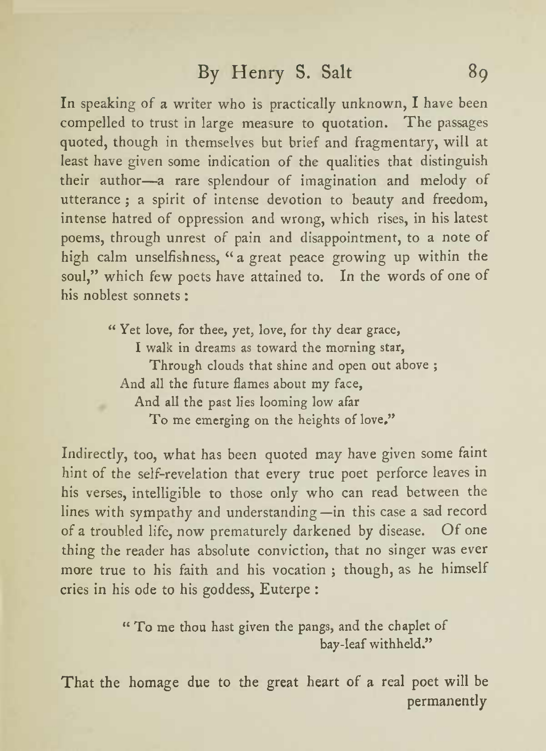In speaking of a writer who is practically unknown, I have been compelled to trust in large measure to quotation. The passages quoted, though in themselves but brief and fragmentary, will at least have given some indication of the qualities that distinguish their author—a rare splendour of imagination and melody of utterance ; a spirit of intense devotion to beauty and freedom, intense hatred of oppression and wrong, which rises, in his latest poems, through unrest of pain and disappointment, to a note of high calm unselfishness, "a great peace growing up within the soul," which few poets have attained to. In the words of one of his noblest sonnets :

> "Yet love, for thee, yet, love, for thy dear grace,
> I walk in dreams as toward the morning star,
> Through clouds that shine and open out above ;
> And all the future flames about my face,
> And all the past lies looming low afar
> To me emerging on the heights of love."

Indirectly, too, what has been quoted may have given some faint hint of the self-revelation that every true poet perforce leaves in his verses, intelligible to those only who can read between the lines with sympathy and understanding—in this case a sad record of a troubled life, now prematurely darkened by disease. Of one thing the reader has absolute conviction, that no singer was ever more true to his faith and his vocation ; though, as he himself cries in his ode to his goddess, Euterpe :

> "To me thou hast given the pangs, and the chaplet of bay-leaf withheld."

That the homage due to the great heart of a real poet will be permanently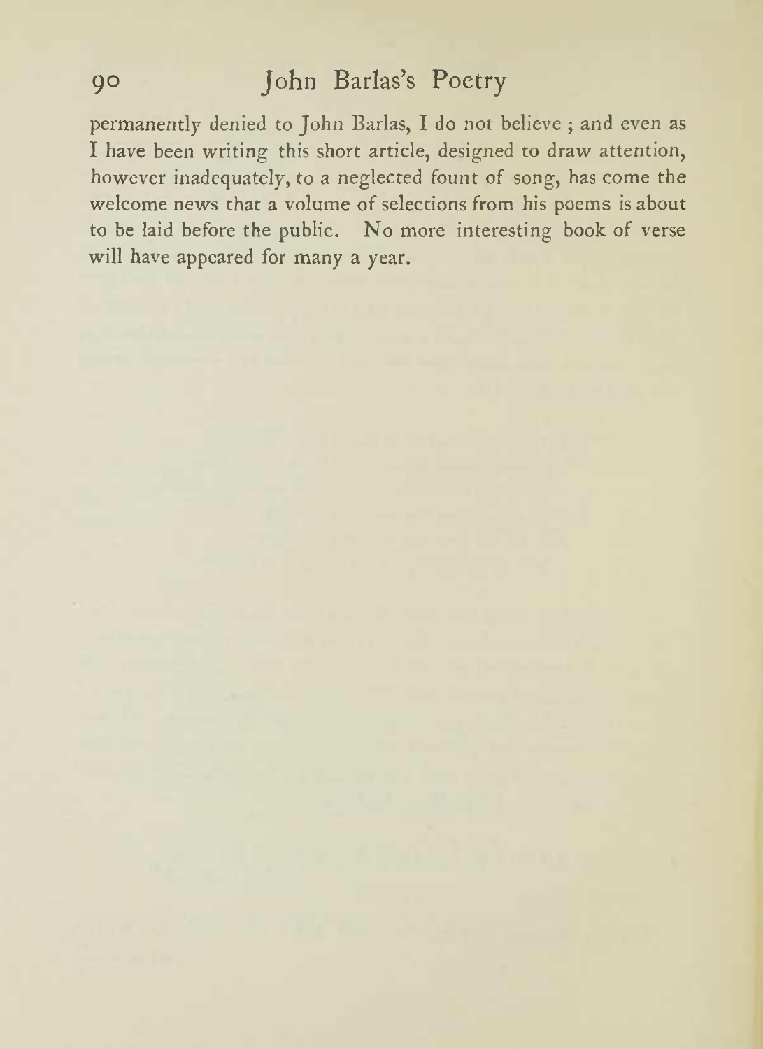permanently denied to John Barlas, I do not believe ; and even as I have been writing this short article, designed to draw attention, however inadequately, to a neglected fount of song, has come the welcome news that a volume of selections from his poems is about to be laid before the public. No more interesting book of verse will have appeared for many a year.